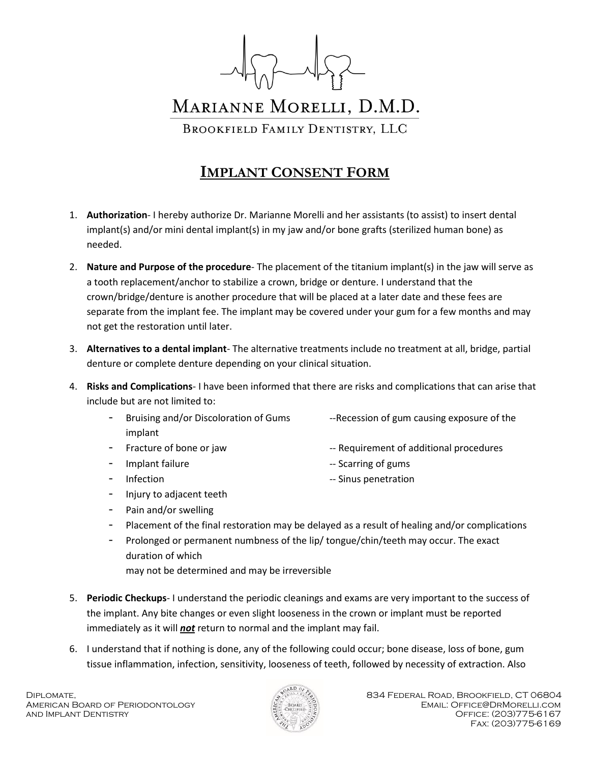# MARIANNE MORELLI, D.M.D.

BROOKFIELD FAMILY DENTISTRY, LLC

## IMPLANT CONSENT FORM

1. **Authorization**- I hereby authorize Dr. Marianne Morelli and her assistants (to assist) to insert dental implant(s) and/or mini dental implant(s) in my jaw and/or bone grafts (sterilized human bone) as needed.

2. **Nature and Purpose of the procedure**- The placement of the titanium implant(s) in the jaw will serve as a tooth replacement/anchor to stabilize a crown, bridge or denture. I understand that the crown/bridge/denture is another procedure that will be placed at a later date and these fees are separate from the implant fee. The implant may be covered under your gum for a few months and may not get the restoration until later.

3. **Alternatives to a dental implant**- The alternative treatments include no treatment at all, bridge, partial denture or complete denture depending on your clinical situation.

4. **Risks and Complications**- I have been informed that there are risks and complications that can arise that include but are not limited to:
   - Bruising and/or Discoloration of Gums
   - Recession of gum causing exposure of the implant
   - Fracture of bone or jaw
   - Requirement of additional procedures
   - Implant failure
   - Scarring of gums
   - Infection
   - Sinus penetration
   - Injury to adjacent teeth
   - Pain and/or swelling
   - Placement of the final restoration may be delayed as a result of healing and/or complications
   - Prolonged or permanent numbness of the lip/ tongue/chin/teeth may occur. The exact duration of which may not be determined and may be irreversible

5. **Periodic Checkups**- I understand the periodic cleanings and exams are very important to the success of the implant. Any bite changes or even slight looseness in the crown or implant must be reported immediately as it will ***not*** return to normal and the implant may fail.

6. I understand that if nothing is done, any of the following could occur; bone disease, loss of bone, gum tissue inflammation, infection, sensitivity, looseness of teeth, followed by necessity of extraction. Also

Diplomate,
American Board of Periodontology
and Implant Dentistry

834 Federal Road, Brookfield, CT 06804
Email: Office@DrMorelli.com
Office: (203)775-6167
Fax: (203)775-6169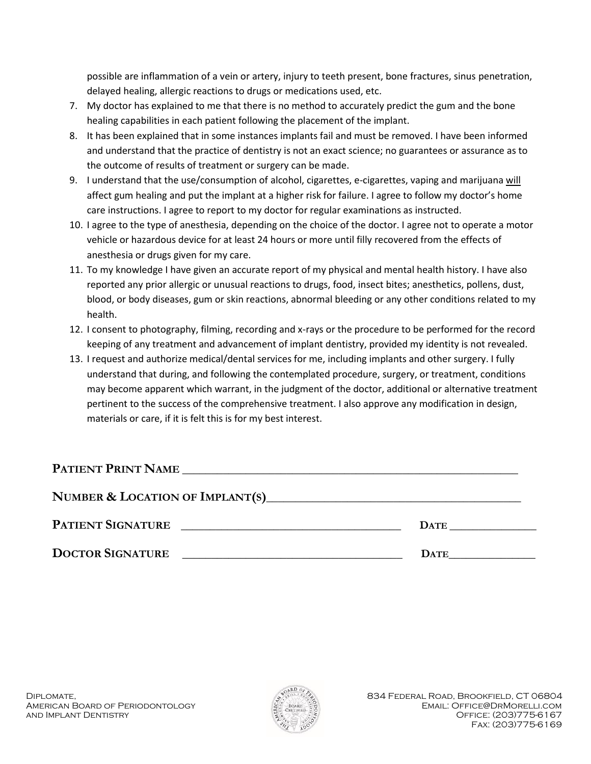possible are inflammation of a vein or artery, injury to teeth present, bone fractures, sinus penetration, delayed healing, allergic reactions to drugs or medications used, etc.

7. My doctor has explained to me that there is no method to accurately predict the gum and the bone healing capabilities in each patient following the placement of the implant.
8. It has been explained that in some instances implants fail and must be removed. I have been informed and understand that the practice of dentistry is not an exact science; no guarantees or assurance as to the outcome of results of treatment or surgery can be made.
9. I understand that the use/consumption of alcohol, cigarettes, e-cigarettes, vaping and marijuana <u>will</u> affect gum healing and put the implant at a higher risk for failure. I agree to follow my doctor's home care instructions. I agree to report to my doctor for regular examinations as instructed.
10. I agree to the type of anesthesia, depending on the choice of the doctor. I agree not to operate a motor vehicle or hazardous device for at least 24 hours or more until filly recovered from the effects of anesthesia or drugs given for my care.
11. To my knowledge I have given an accurate report of my physical and mental health history. I have also reported any prior allergic or unusual reactions to drugs, food, insect bites; anesthetics, pollens, dust, blood, or body diseases, gum or skin reactions, abnormal bleeding or any other conditions related to my health.
12. I consent to photography, filming, recording and x-rays or the procedure to be performed for the record keeping of any treatment and advancement of implant dentistry, provided my identity is not revealed.
13. I request and authorize medical/dental services for me, including implants and other surgery. I fully understand that during, and following the contemplated procedure, surgery, or treatment, conditions may become apparent which warrant, in the judgment of the doctor, additional or alternative treatment pertinent to the success of the comprehensive treatment. I also approve any modification in design, materials or care, if it is felt this is for my best interest.

**Patient Print Name** ______________________________________________

**Number & Location of Implant(s)**______________________________________

**Patient Signature** ______________________________ **Date** ____________

**Doctor Signature** ______________________________ **Date** ____________

Diplomate,
American Board of Periodontology
and Implant Dentistry

834 Federal Road, Brookfield, CT 06804
Email: Office@DrMorelli.com
Office: (203)775-6167
Fax: (203)775-6169